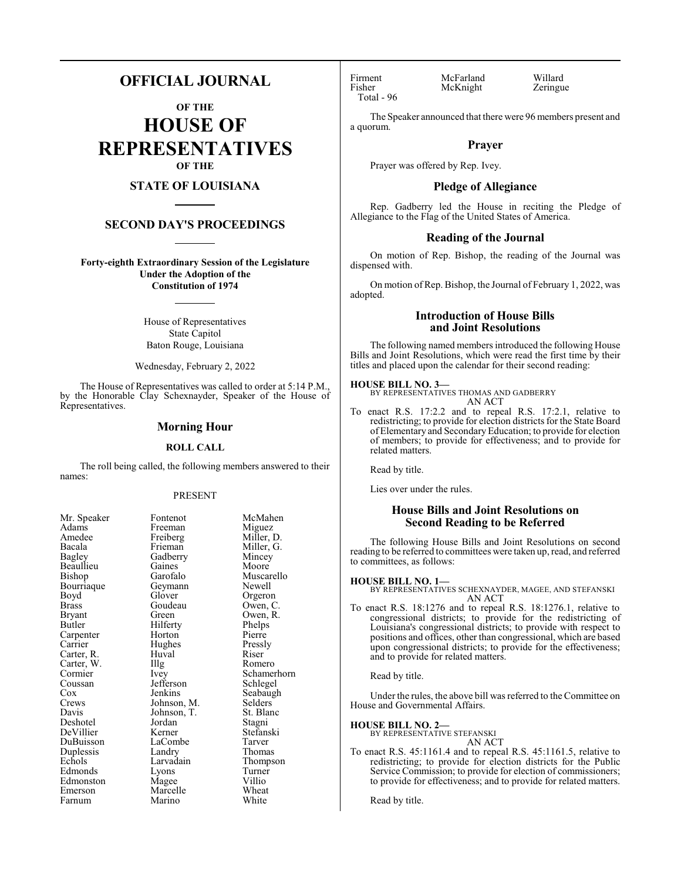# OFFICIAL JOURNAL

## OF THE

# HOUSE OF REPRESENTATIVES

## OF THE

## STATE OF LOUISIANA

## SECOND DAY'S PROCEEDINGS

**Forty-eighth Extraordinary Session of the Legislature Under the Adoption of the Constitution of 1974**

House of Representatives
State Capitol
Baton Rouge, Louisiana

Wednesday, February 2, 2022

The House of Representatives was called to order at 5:14 P.M., by the Honorable Clay Schexnayder, Speaker of the House of Representatives.

## Morning Hour

### ROLL CALL

The roll being called, the following members answered to their names:

PRESENT

| | | |
|---|---|---|
| Mr. Speaker | Fontenot | McMahen |
| Adams | Freeman | Miguez |
| Amedee | Freiberg | Miller, D. |
| Bacala | Frieman | Miller, G. |
| Bagley | Gadberry | Mincey |
| Beaullieu | Gaines | Moore |
| Bishop | Garofalo | Muscarello |
| Bourriaque | Geymann | Newell |
| Boyd | Glover | Orgeron |
| Brass | Goudeau | Owen, C. |
| Bryant | Green | Owen, R. |
| Butler | Hilferty | Phelps |
| Carpenter | Horton | Pierre |
| Carrier | Hughes | Pressly |
| Carter, R. | Huval | Riser |
| Carter, W. | Illg | Romero |
| Cormier | Ivey | Schamerhorn |
| Coussan | Jefferson | Schlegel |
| Cox | Jenkins | Seabaugh |
| Crews | Johnson, M. | Selders |
| Davis | Johnson, T. | St. Blanc |
| Deshotel | Jordan | Stagni |
| DeVillier | Kerner | Stefanski |
| DuBuisson | LaCombe | Tarver |
| Duplessis | Landry | Thomas |
| Echols | Larvadain | Thompson |
| Edmonds | Lyons | Turner |
| Edmonston | Magee | Villio |
| Emerson | Marcelle | Wheat |
| Farnum | Marino | White |
| Firment | McFarland | Willard |
| Fisher | McKnight | Zeringue |

Total - 96

The Speaker announced that there were 96 members present and a quorum.

## Prayer

Prayer was offered by Rep. Ivey.

## Pledge of Allegiance

Rep. Gadberry led the House in reciting the Pledge of Allegiance to the Flag of the United States of America.

## Reading of the Journal

On motion of Rep. Bishop, the reading of the Journal was dispensed with.

On motion of Rep. Bishop, the Journal of February 1, 2022, was adopted.

## Introduction of House Bills and Joint Resolutions

The following named members introduced the following House Bills and Joint Resolutions, which were read the first time by their titles and placed upon the calendar for their second reading:

**HOUSE BILL NO. 3—**
BY REPRESENTATIVES THOMAS AND GADBERRY
AN ACT

To enact R.S. 17:2.2 and to repeal R.S. 17:2.1, relative to redistricting; to provide for election districts for the State Board of Elementary and Secondary Education; to provide for election of members; to provide for effectiveness; and to provide for related matters.

Read by title.

Lies over under the rules.

## House Bills and Joint Resolutions on Second Reading to be Referred

The following House Bills and Joint Resolutions on second reading to be referred to committees were taken up, read, and referred to committees, as follows:

**HOUSE BILL NO. 1—**
BY REPRESENTATIVES SCHEXNAYDER, MAGEE, AND STEFANSKI
AN ACT

To enact R.S. 18:1276 and to repeal R.S. 18:1276.1, relative to congressional districts; to provide for the redistricting of Louisiana's congressional districts; to provide with respect to positions and offices, other than congressional, which are based upon congressional districts; to provide for the effectiveness; and to provide for related matters.

Read by title.

Under the rules, the above bill was referred to the Committee on House and Governmental Affairs.

**HOUSE BILL NO. 2—**
BY REPRESENTATIVE STEFANSKI
AN ACT

To enact R.S. 45:1161.4 and to repeal R.S. 45:1161.5, relative to redistricting; to provide for election districts for the Public Service Commission; to provide for election of commissioners; to provide for effectiveness; and to provide for related matters.

Read by title.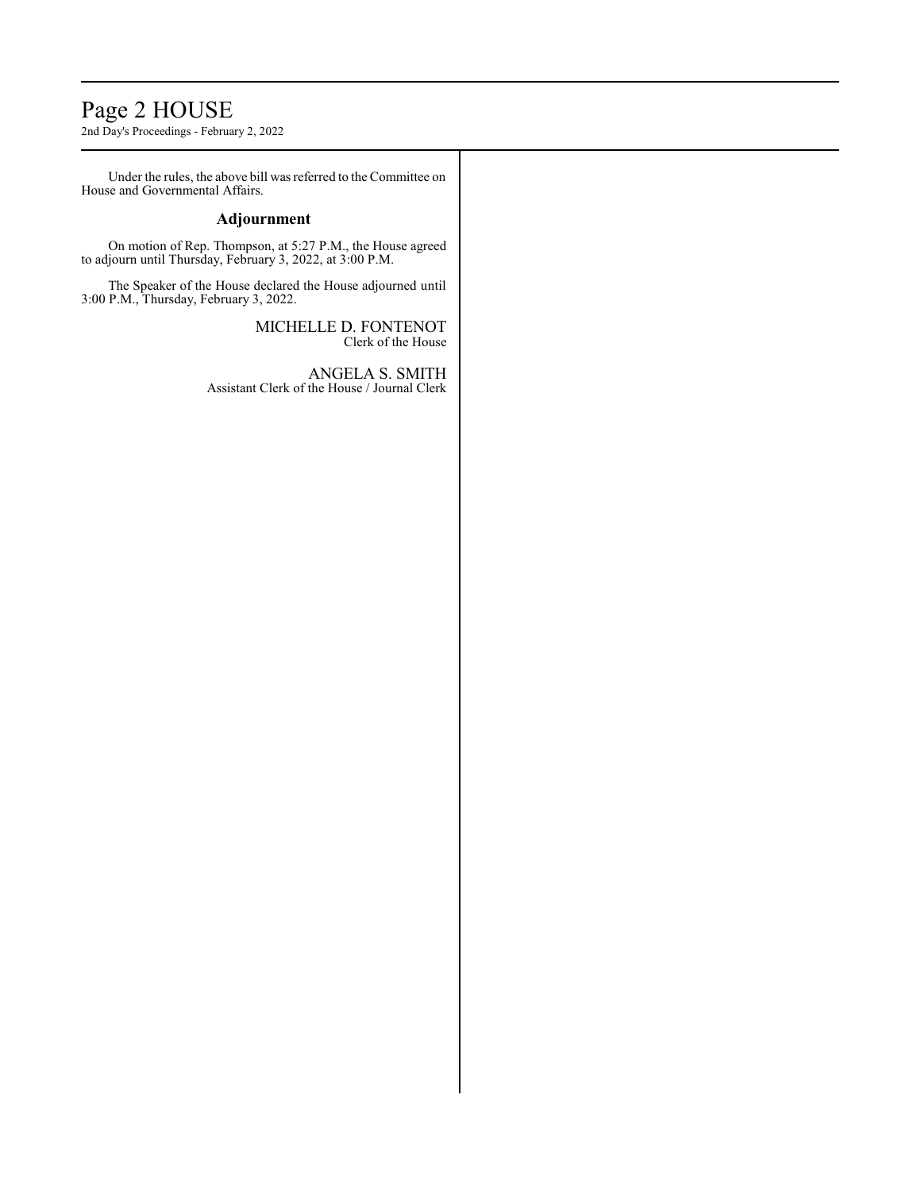Under the rules, the above bill was referred to the Committee on House and Governmental Affairs.

### Adjournment

On motion of Rep. Thompson, at 5:27 P.M., the House agreed to adjourn until Thursday, February 3, 2022, at 3:00 P.M.

The Speaker of the House declared the House adjourned until 3:00 P.M., Thursday, February 3, 2022.

MICHELLE D. FONTENOT
Clerk of the House

ANGELA S. SMITH
Assistant Clerk of the House / Journal Clerk